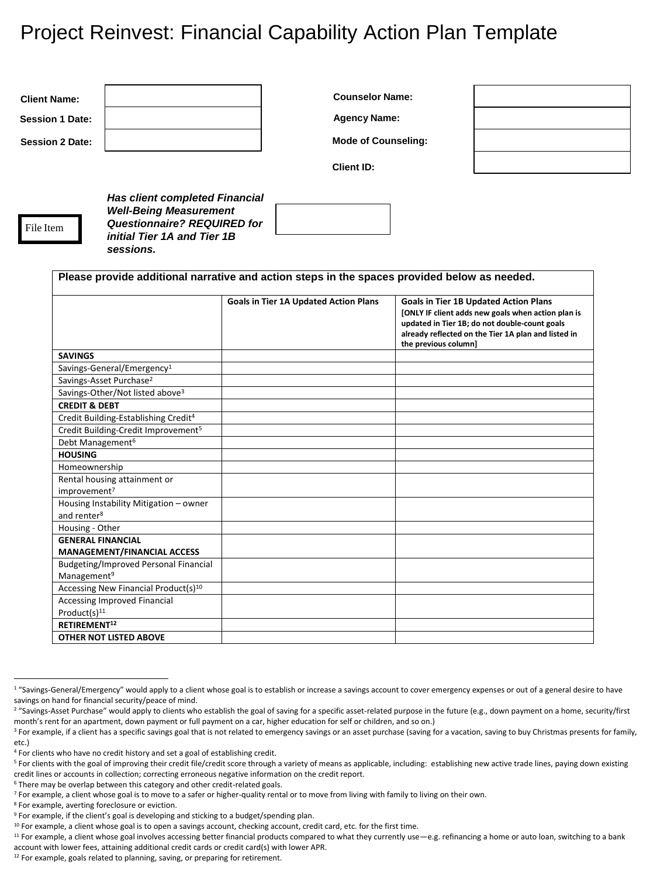# Project Reinvest: Financial Capability Action Plan Template

| | | | |
|---|---|---|---|
| **Client Name:** | | **Counselor Name:** | |
| **Session 1 Date:** | | **Agency Name:** | |
| **Session 2 Date:** | | **Mode of Counseling:** | |
| | | **Client ID:** | |

File Item

***Has client completed Financial Well-Being Measurement Questionnaire? REQUIRED for initial Tier 1A and Tier 1B sessions.***

**Please provide additional narrative and action steps in the spaces provided below as needed.**

| | Goals in Tier 1A Updated Action Plans | Goals in Tier 1B Updated Action Plans [ONLY IF client adds new goals when action plan is updated in Tier 1B; do not double-count goals already reflected on the Tier 1A plan and listed in the previous column] |
|---|---|---|
| **SAVINGS** | | |
| Savings-General/Emergency[1] | | |
| Savings-Asset Purchase[2] | | |
| Savings-Other/Not listed above[3] | | |
| **CREDIT & DEBT** | | |
| Credit Building-Establishing Credit[4] | | |
| Credit Building-Credit Improvement[5] | | |
| Debt Management[6] | | |
| **HOUSING** | | |
| Homeownership | | |
| Rental housing attainment or improvement[7] | | |
| Housing Instability Mitigation – owner and renter[8] | | |
| Housing - Other | | |
| **GENERAL FINANCIAL MANAGEMENT/FINANCIAL ACCESS** | | |
| Budgeting/Improved Personal Financial Management[9] | | |
| Accessing New Financial Product(s)[10] | | |
| Accessing Improved Financial Product(s)[11] | | |
| **RETIREMENT[12]** | | |
| **OTHER NOT LISTED ABOVE** | | |

---

[1] "Savings-General/Emergency" would apply to a client whose goal is to establish or increase a savings account to cover emergency expenses or out of a general desire to have savings on hand for financial security/peace of mind.

[2] "Savings-Asset Purchase" would apply to clients who establish the goal of saving for a specific asset-related purpose in the future (e.g., down payment on a home, security/first month's rent for an apartment, down payment or full payment on a car, higher education for self or children, and so on.)

[3] For example, if a client has a specific savings goal that is not related to emergency savings or an asset purchase (saving for a vacation, saving to buy Christmas presents for family, etc.)

[4] For clients who have no credit history and set a goal of establishing credit.

[5] For clients with the goal of improving their credit file/credit score through a variety of means as applicable, including: establishing new active trade lines, paying down existing credit lines or accounts in collection; correcting erroneous negative information on the credit report.

[6] There may be overlap between this category and other credit-related goals.

[7] For example, a client whose goal is to move to a safer or higher-quality rental or to move from living with family to living on their own.

[8] For example, averting foreclosure or eviction.

[9] For example, if the client's goal is developing and sticking to a budget/spending plan.

[10] For example, a client whose goal is to open a savings account, checking account, credit card, etc. for the first time.

[11] For example, a client whose goal involves accessing better financial products compared to what they currently use—e.g. refinancing a home or auto loan, switching to a bank account with lower fees, attaining additional credit cards or credit card(s) with lower APR.

[12] For example, goals related to planning, saving, or preparing for retirement.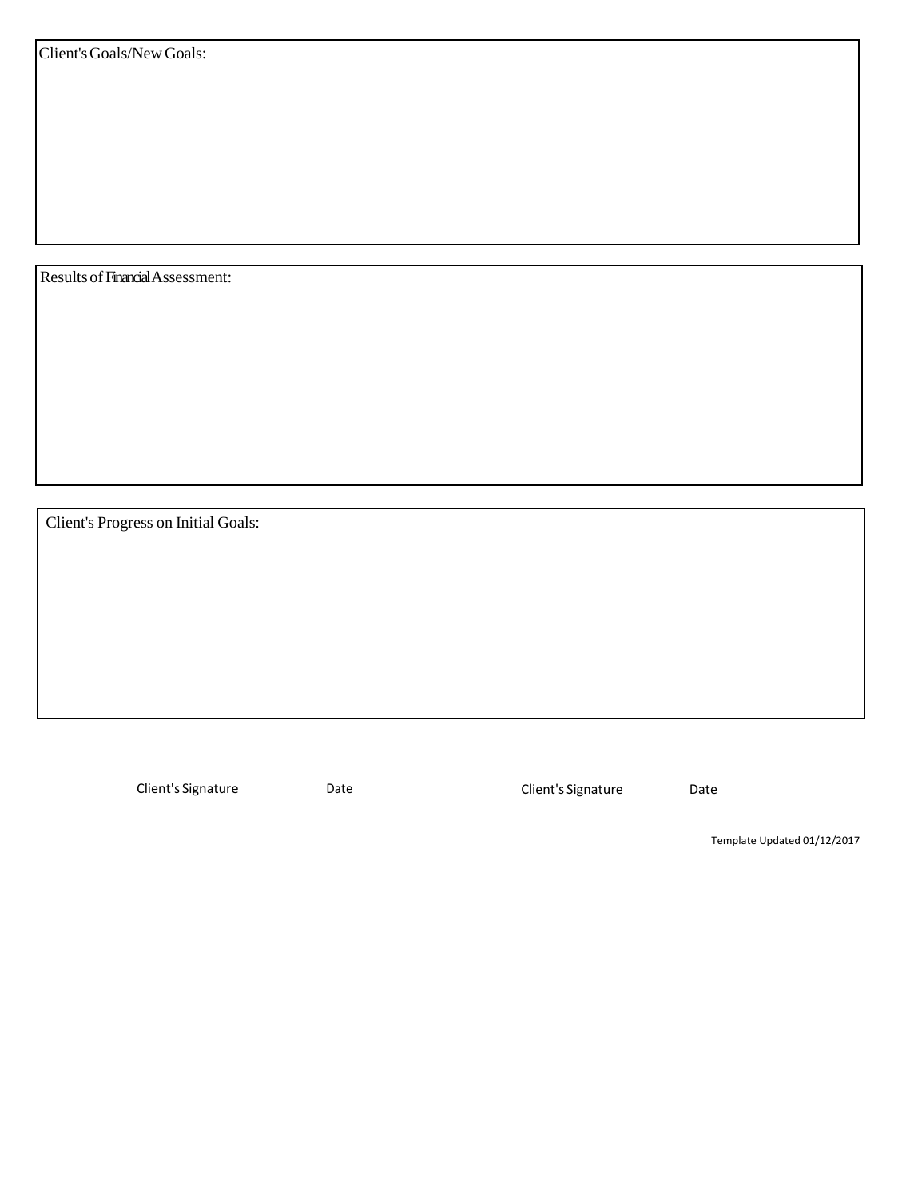Client's Goals/New Goals:

Results of Financial Assessment:

Client's Progress on Initial Goals:

| Client's Signature | Date | Client's Signature | Date |
|---|---|---|---|
| | | | |

Template Updated 01/12/2017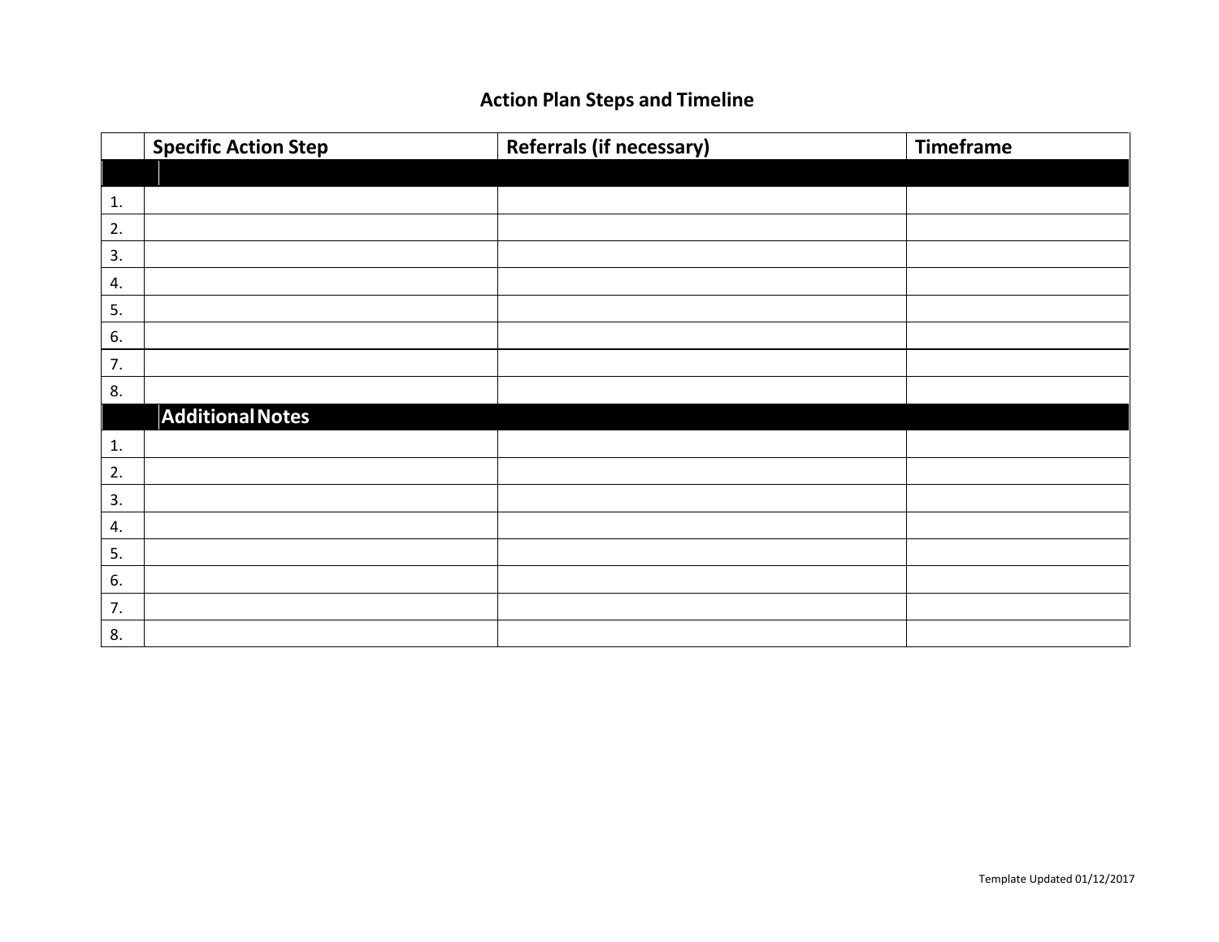## Action Plan Steps and Timeline

| | Specific Action Step | Referrals (if necessary) | Timeframe |
|---|---|---|---|
| | | | |
| 1. | | | |
| 2. | | | |
| 3. | | | |
| 4. | | | |
| 5. | | | |
| 6. | | | |
| 7. | | | |
| 8. | | | |
| | **Additional Notes** | | |
| 1. | | | |
| 2. | | | |
| 3. | | | |
| 4. | | | |
| 5. | | | |
| 6. | | | |
| 7. | | | |
| 8. | | | |

Template Updated 01/12/2017